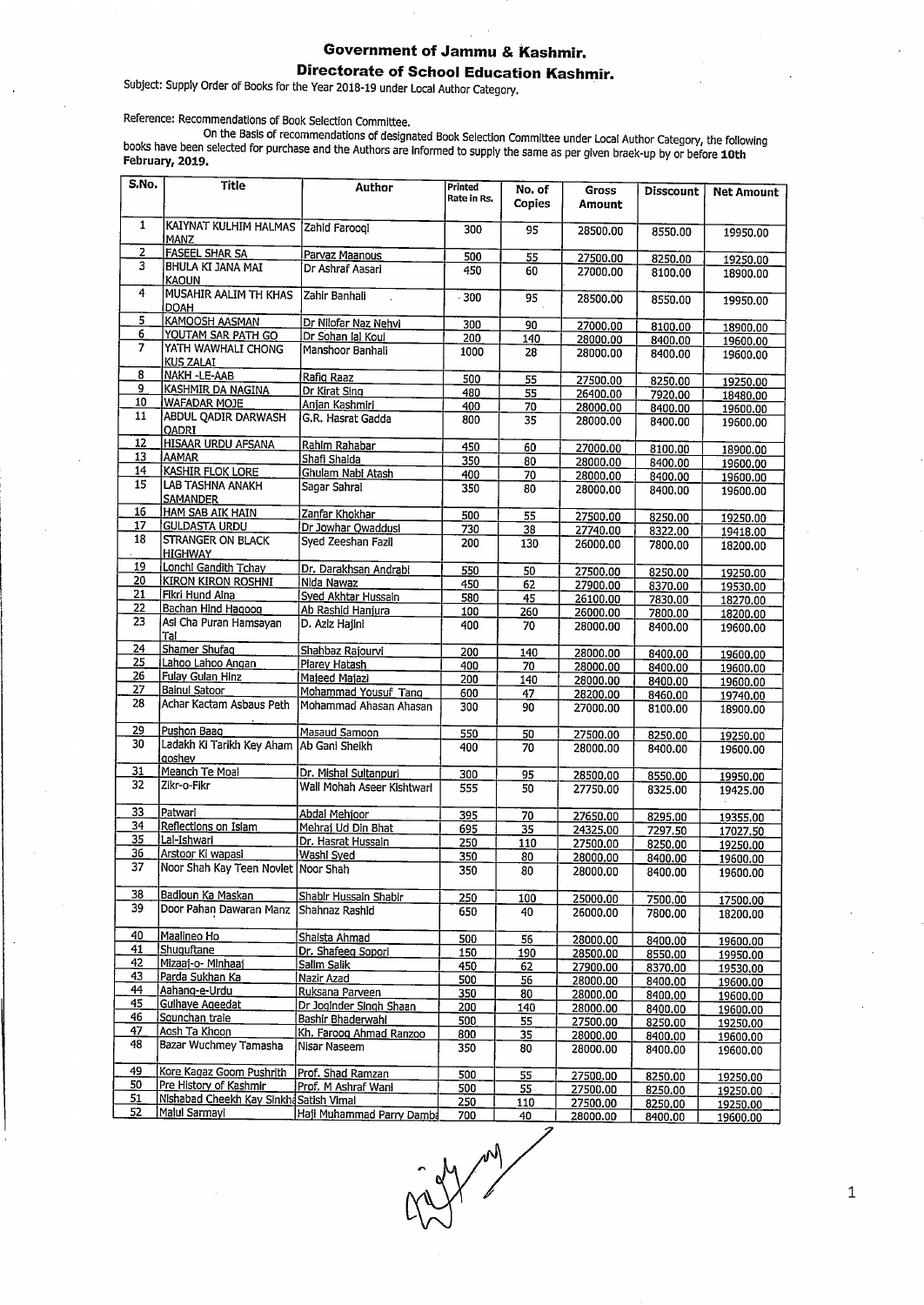# Government of Jammu & Kashmir.

## Directorate of School Education Kashmir.

Subject: Supply Order of Books for the Year 2018-19 under Local Author Category.

Reference: Recommendations of Book Selection Committee.

On the Basis of recommendations of designated Book Selection Committee under Local Author Category, the following books have been selected for purchase and the Authors are informed to supply the same as per given braek-up by or before **10th February, 2019.**

| S.No. | Title | Author | Printed Rate in Rs. | No. of Copies | Gross Amount | Disscount | Net Amount |
|---|---|---|---|---|---|---|---|
| 1 | KAIYNAT KULHIM HALMAS MANZ | Zahid Farooqi | 300 | 95 | 28500.00 | 8550.00 | 19950.00 |
| 2 | FASEEL SHAR SA | Parvaz Maanous | 500 | 55 | 27500.00 | 8250.00 | 19250.00 |
| 3 | BHULA KI JANA MAI KAOUN | Dr Ashraf Aasari | 450 | 60 | 27000.00 | 8100.00 | 18900.00 |
| 4 | MUSAHIR AALIM TH KHAS DOAH | Zahir Banhali | 300 | 95 | 28500.00 | 8550.00 | 19950.00 |
| 5 | KAMOOSH AASMAN | Dr Nilofar Naz Nehvi | 300 | 90 | 27000.00 | 8100.00 | 18900.00 |
| 6 | YOUTAM SAR PATH GO | Dr Sohan lal Koul | 200 | 140 | 28000.00 | 8400.00 | 19600.00 |
| 7 | YATH WAWHALI CHONG KUS ZALAI | Manshoor Banhali | 1000 | 28 | 28000.00 | 8400.00 | 19600.00 |
| 8 | NAKH -LE-AAB | Rafiq Raaz | 500 | 55 | 27500.00 | 8250.00 | 19250.00 |
| 9 | KASHMIR DA NAGINA | Dr Kirat Sing | 480 | 55 | 26400.00 | 7920.00 | 18480.00 |
| 10 | WAFADAR MOJE | Anjan Kashmiri | 400 | 70 | 28000.00 | 8400.00 | 19600.00 |
| 11 | ABDUL QADIR DARWASH QADRI | G.R. Hasrat Gadda | 800 | 35 | 28000.00 | 8400.00 | 19600.00 |
| 12 | HISAAR URDU AFSANA | Rahim Rahabar | 450 | 60 | 27000.00 | 8100.00 | 18900.00 |
| 13 | AAMAR | Shafi Shaida | 350 | 80 | 28000.00 | 8400.00 | 19600.00 |
| 14 | KASHIR FLOK LORE | Ghulam Nabi Atash | 400 | 70 | 28000.00 | 8400.00 | 19600.00 |
| 15 | LAB TASHNA ANAKH SAMANDER | Sagar Sahrai | 350 | 80 | 28000.00 | 8400.00 | 19600.00 |
| 16 | HAM SAB AIK HAIN | Zanfar Khokhar | 500 | 55 | 27500.00 | 8250.00 | 19250.00 |
| 17 | GULDASTA URDU | Dr Jowhar Qwaddusi | 730 | 38 | 27740.00 | 8322.00 | 19418.00 |
| 18 | STRANGER ON BLACK HIGHWAY | Syed Zeeshan Fazil | 200 | 130 | 26000.00 | 7800.00 | 18200.00 |
| 19 | Lonchi Gandith Tchay | Dr. Darakhsan Andrabi | 550 | 50 | 27500.00 | 8250.00 | 19250.00 |
| 20 | KIRON KIRON ROSHNI | Nida Nawaz | 450 | 62 | 27900.00 | 8370.00 | 19530.00 |
| 21 | Fikri Hund Aina | Syed Akhtar Hussain | 580 | 45 | 26100.00 | 7830.00 | 18270.00 |
| 22 | Bachan Hind Haqooq | Ab Rashid Hanjura | 100 | 260 | 26000.00 | 7800.00 | 18200.00 |
| 23 | Asi Cha Puran Hamsayan Tal | D. Aziz Hajini | 400 | 70 | 28000.00 | 8400.00 | 19600.00 |
| 24 | Shamer Shufaq | Shahbaz Rajourvi | 200 | 140 | 28000.00 | 8400.00 | 19600.00 |
| 25 | Lahoo Lahoo Angan | Piarey Hatash | 400 | 70 | 28000.00 | 8400.00 | 19600.00 |
| 26 | Fulay Gulan Hinz | Majeed Majazi | 200 | 140 | 28000.00 | 8400.00 | 19600.00 |
| 27 | Bainul Satoor | Mohammad Yousuf Tang | 600 | 47 | 28200.00 | 8460.00 | 19740.00 |
| 28 | Achar Kactam Asbaus Peth | Mohammad Ahasan Ahasan | 300 | 90 | 27000.00 | 8100.00 | 18900.00 |
| 29 | Pushon Baag | Masaud Samoon | 550 | 50 | 27500.00 | 8250.00 | 19250.00 |
| 30 | Ladakh Ki Tarikh Key Aham goshey | Ab Gani Sheikh | 400 | 70 | 28000.00 | 8400.00 | 19600.00 |
| 31 | Meanch Te Moal | Dr. Mishal Sultanpuri | 300 | 95 | 28500.00 | 8550.00 | 19950.00 |
| 32 | Zikr-o-Fikr | Wali Mohah Aseer Kishtwari | 555 | 50 | 27750.00 | 8325.00 | 19425.00 |
| 33 | Patwari | Abdal Mehjoor | 395 | 70 | 27650.00 | 8295.00 | 19355.00 |
| 34 | Reflections on Islam | Mehraj Ud Din Bhat | 695 | 35 | 24325.00 | 7297.50 | 17027.50 |
| 35 | Lal-Ishwari | Dr. Hasrat Hussain | 250 | 110 | 27500.00 | 8250.00 | 19250.00 |
| 36 | Arstoor Ki wapasi | Washi Syed | 350 | 80 | 28000.00 | 8400.00 | 19600.00 |
| 37 | Noor Shah Kay Teen Novlet | Noor Shah | 350 | 80 | 28000.00 | 8400.00 | 19600.00 |
| 38 | Badloun Ka Maskan | Shabir Hussain Shabir | 250 | 100 | 25000.00 | 7500.00 | 17500.00 |
| 39 | Door Pahan Dawaran Manz | Shahnaz Rashid | 650 | 40 | 26000.00 | 7800.00 | 18200.00 |
| 40 | Maalineo Ho | Shaista Ahmad | 500 | 56 | 28000.00 | 8400.00 | 19600.00 |
| 41 | Shuguftane | Dr. Shafeeq Sopori | 150 | 190 | 28500.00 | 8550.00 | 19950.00 |
| 42 | Mizaaj-o- Minhaaj | Salim Salik | 450 | 62 | 27900.00 | 8370.00 | 19530.00 |
| 43 | Parda Sukhan Ka | Nazir Azad | 500 | 56 | 28000.00 | 8400.00 | 19600.00 |
| 44 | Aahang-e-Urdu | Ruksana Parveen | 350 | 80 | 28000.00 | 8400.00 | 19600.00 |
| 45 | Gulhaye Aqeedat | Dr Joginder Singh Shaan | 200 | 140 | 28000.00 | 8400.00 | 19600.00 |
| 46 | Sounchan trale | Bashir Bhaderwahi | 500 | 55 | 27500.00 | 8250.00 | 19250.00 |
| 47 | Aosh Ta Khoon | Kh. Farooq Ahmad Ranzoo | 800 | 35 | 28000.00 | 8400.00 | 19600.00 |
| 48 | Bazar Wuchmey Tamasha | Nisar Naseem | 350 | 80 | 28000.00 | 8400.00 | 19600.00 |
| 49 | Kore Kagaz Goom Pushrith | Prof. Shad Ramzan | 500 | 55 | 27500.00 | 8250.00 | 19250.00 |
| 50 | Pre History of Kashmir | Prof. M Ashraf Wani | 500 | 55 | 27500.00 | 8250.00 | 19250.00 |
| 51 | Nishabad Cheekh Kay Sinkha | Satish Vimal | 250 | 110 | 27500.00 | 8250.00 | 19250.00 |
| 52 | Malul Sarmayi | Haji Muhammad Parry Damba | 700 | 40 | 28000.00 | 8400.00 | 19600.00 |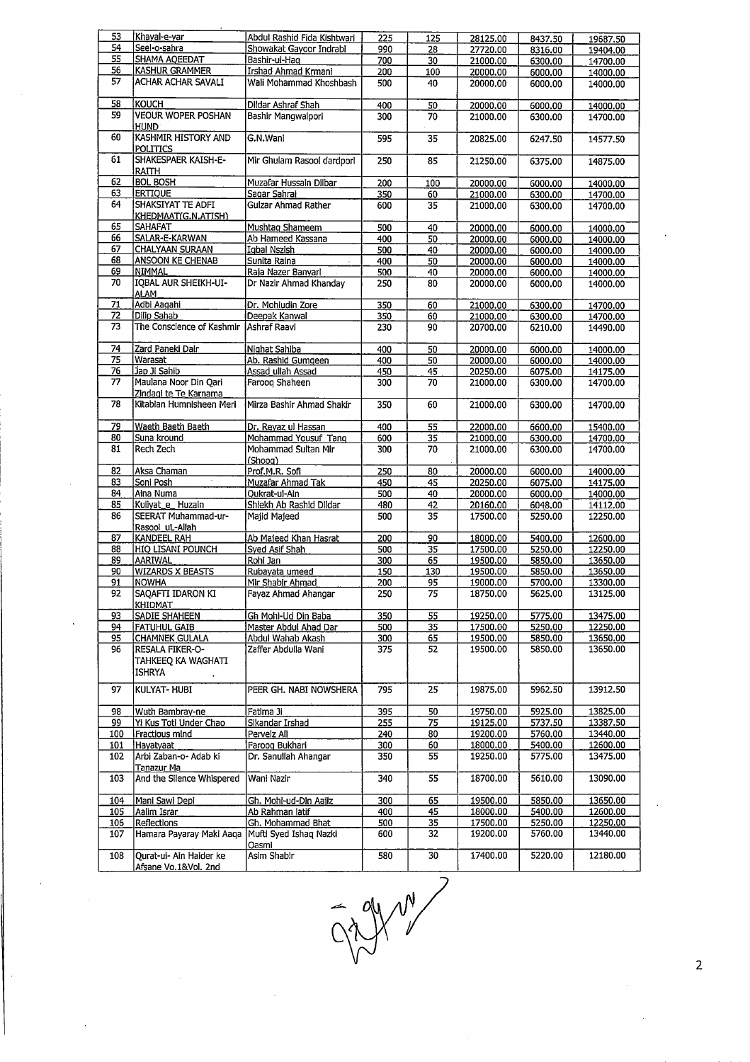| 53 | Khayal-e-yar | Abdul Rashid Fida Kishtwari | 225 | 125 | 28125.00 | 8437.50 | 19687.50 |
|---|---|---|---|---|---|---|---|
| 54 | Seel-o-sahra | Showakat Gayoor Indrabi | 990 | 28 | 27720.00 | 8316.00 | 19404.00 |
| 55 | SHAMA AQEEDAT | Bashir-ul-Haq | 700 | 30 | 21000.00 | 6300.00 | 14700.00 |
| 56 | KASHUR GRAMMER | Irshad Ahmad Krmani | 200 | 100 | 20000.00 | 6000.00 | 14000.00 |
| 57 | ACHAR ACHAR SAVALI | Wali Mohammad Khoshbash | 500 | 40 | 20000.00 | 6000.00 | 14000.00 |
| 58 | KOUCH | Dildar Ashraf Shah | 400 | 50 | 20000.00 | 6000.00 | 14000.00 |
| 59 | VEOUR WOPER POSHAN HUND | Bashir Mangwalpori | 300 | 70 | 21000.00 | 6300.00 | 14700.00 |
| 60 | KASHMIR HISTORY AND POLITICS | G.N.Wani | 595 | 35 | 20825.00 | 6247.50 | 14577.50 |
| 61 | SHAKESPAER KAISH-E-RAITH | Mir Ghulam Rasool dardpori | 250 | 85 | 21250.00 | 6375.00 | 14875.00 |
| 62 | BOL BOSH | Muzafar Hussain Dilbar | 200 | 100 | 20000.00 | 6000.00 | 14000.00 |
| 63 | ERTIQUE | Sagar Sahrai | 350 | 60 | 21000.00 | 6300.00 | 14700.00 |
| 64 | SHAKSIYAT TE ADFI KHEDMAAT(G.N.ATISH) | Gulzar Ahmad Rather | 600 | 35 | 21000.00 | 6300.00 | 14700.00 |
| 65 | SAHAFAT | Mushtaq Shameem | 500 | 40 | 20000.00 | 6000.00 | 14000.00 |
| 66 | SALAR-E-KARWAN | Ab Hameed Kassana | 400 | 50 | 20000.00 | 6000.00 | 14000.00 |
| 67 | CHALYAAN SURAAN | Iqbal Nazish | 500 | 40 | 20000.00 | 6000.00 | 14000.00 |
| 68 | ANSOON KE CHENAB | Sunita Raina | 400 | 50 | 20000.00 | 6000.00 | 14000.00 |
| 69 | NIMMAL | Raja Nazer Banyari | 500 | 40 | 20000.00 | 6000.00 | 14000.00 |
| 70 | IQBAL AUR SHEIKH-UI-ALAM | Dr Nazir Ahmad Khanday | 250 | 80 | 20000.00 | 6000.00 | 14000.00 |
| 71 | Adbi Aagahi | Dr. Mohiudin Zore | 350 | 60 | 21000.00 | 6300.00 | 14700.00 |
| 72 | Dilip Sahab | Deepak Kanwal | 350 | 60 | 21000.00 | 6300.00 | 14700.00 |
| 73 | The Conscience of Kashmir | Ashraf Raavi | 230 | 90 | 20700.00 | 6210.00 | 14490.00 |
| 74 | Zard Paneki Dair | Nighat Sahiba | 400 | 50 | 20000.00 | 6000.00 | 14000.00 |
| 75 | Warasat | Ab. Rashid Gumgeen | 400 | 50 | 20000.00 | 6000.00 | 14000.00 |
| 76 | Jap Ji Sahib | Assad ullah Assad | 450 | 45 | 20250.00 | 6075.00 | 14175.00 |
| 77 | Maulana Noor Din Qari Zindagi te Te Karnama | Farooq Shaheen | 300 | 70 | 21000.00 | 6300.00 | 14700.00 |
| 78 | Kitabian Humnisheen Meri | Mirza Bashir Ahmad Shakir | 350 | 60 | 21000.00 | 6300.00 | 14700.00 |
| 79 | Waeth Baeth Baeth | Dr. Reyaz ul Hassan | 400 | 55 | 22000.00 | 6600.00 | 15400.00 |
| 80 | Suna kround | Mohammad Yousuf Tang | 600 | 35 | 21000.00 | 6300.00 | 14700.00 |
| 81 | Rech Zech | Mohammad Sultan Mir (Shoog) | 300 | 70 | 21000.00 | 6300.00 | 14700.00 |
| 82 | Aksa Chaman | Prof.M.R. Sofi | 250 | 80 | 20000.00 | 6000.00 | 14000.00 |
| 83 | Soni Posh | Muzafar Ahmad Tak | 450 | 45 | 20250.00 | 6075.00 | 14175.00 |
| 84 | Aina Numa | Oukrat-ul-Ain | 500 | 40 | 20000.00 | 6000.00 | 14000.00 |
| 85 | Kuliyat_e_ Huzain | Shiekh Ab Rashid Dildar | 480 | 42 | 20160.00 | 6048.00 | 14112.00 |
| 86 | SEERAT Muhammad-ur-Rasool uL-Allah | Majid Majeed | 500 | 35 | 17500.00 | 5250.00 | 12250.00 |
| 87 | KANDEEL RAH | Ab Majeed Khan Hasrat | 200 | 90 | 18000.00 | 5400.00 | 12600.00 |
| 88 | HIO LISANI POUNCH | Syed Asif Shah | 500 | 35 | 17500.00 | 5250.00 | 12250.00 |
| 89 | AARIWAL | Rohi Jan | 300 | 65 | 19500.00 | 5850.00 | 13650.00 |
| 90 | WIZARDS X BEASTS | Rubayata umeed | 150 | 130 | 19500.00 | 5850.00 | 13650.00 |
| 91 | NOWHA | Mir Shabir Ahmad | 200 | 95 | 19000.00 | 5700.00 | 13300.00 |
| 92 | SAQAFTI IDARON KI KHIDMAT | Fayaz Ahmad Ahangar | 250 | 75 | 18750.00 | 5625.00 | 13125.00 |
| 93 | SADIE SHAHEEN | Gh Mohi-Ud Din Baba | 350 | 55 | 19250.00 | 5775.00 | 13475.00 |
| 94 | FATUHUL GAIB | Master Abdul Ahad Dar | 500 | 35 | 17500.00 | 5250.00 | 12250.00 |
| 95 | CHAMNEK GULALA | Abdul Wahab Akash | 300 | 65 | 19500.00 | 5850.00 | 13650.00 |
| 96 | RESALA FIKER-O-TAHKEEQ KA WAGHATI ISHRYA | Zaffer Abdulla Wani | 375 | 52 | 19500.00 | 5850.00 | 13650.00 |
| 97 | KULYAT- HUBI | PEER GH. NABI NOWSHERA | 795 | 25 | 19875.00 | 5962.50 | 13912.50 |
| 98 | Wuth Bambray-ne | Fatima Ji | 395 | 50 | 19750.00 | 5925.00 | 13825.00 |
| 99 | Yi Kus Toti Under Chao | Sikandar Irshad | 255 | 75 | 19125.00 | 5737.50 | 13387.50 |
| 100 | Fractious mind | Perveiz Ali | 240 | 80 | 19200.00 | 5760.00 | 13440.00 |
| 101 | Hayatyaat | Farooq Bukhari | 300 | 60 | 18000.00 | 5400.00 | 12600.00 |
| 102 | Arbi Zaban-o- Adab ki Tanazur Ma | Dr. Sanullah Ahangar | 350 | 55 | 19250.00 | 5775.00 | 13475.00 |
| 103 | And the Silence Whispered | Wani Nazir | 340 | 55 | 18700.00 | 5610.00 | 13090.00 |
| 104 | Mani Sawi Depi | Gh. Mohi-ud-Din Aajiz | 300 | 65 | 19500.00 | 5850.00 | 13650.00 |
| 105 | Aalim Israr | Ab Rahman latif | 400 | 45 | 18000.00 | 5400.00 | 12600.00 |
| 106 | Reflections | Gh. Mohammad Bhat | 500 | 35 | 17500.00 | 5250.00 | 12250.00 |
| 107 | Hamara Payaray Maki Aaqa | Mufti Syed Ishaq Nazki Qasmi | 600 | 32 | 19200.00 | 5760.00 | 13440.00 |
| 108 | Qurat-ul- Ain Haider ke Afsane Vo.1&Vol. 2nd | Asim Shabir | 580 | 30 | 17400.00 | 5220.00 | 12180.00 |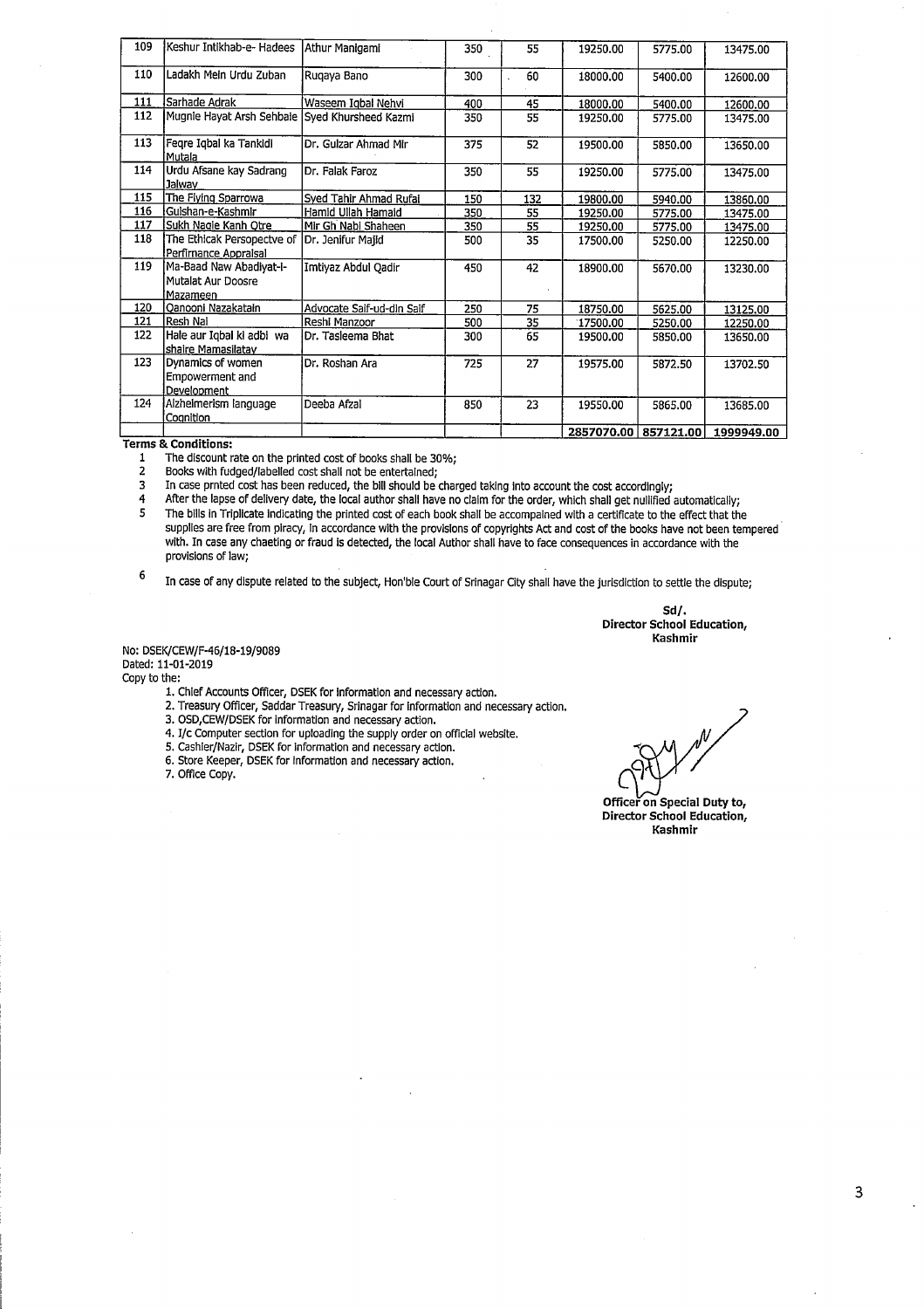| | | | | | | | |
|---|---|---|---|---|---|---|---|
| 109 | Keshur Intikhab-e- Hadees | Athur Manigami | 350 | 55 | 19250.00 | 5775.00 | 13475.00 |
| 110 | Ladakh Mein Urdu Zuban | Ruqaya Bano | 300 | 60 | 18000.00 | 5400.00 | 12600.00 |
| 111 | Sarhade Adrak | Waseem Iqbal Nehvi | 400 | 45 | 18000.00 | 5400.00 | 12600.00 |
| 112 | Mugnie Hayat Arsh Sehbaie | Syed Khursheed Kazmi | 350 | 55 | 19250.00 | 5775.00 | 13475.00 |
| 113 | Feqre Iqbal ka Tankidi Mutala | Dr. Gulzar Ahmad Mir | 375 | 52 | 19500.00 | 5850.00 | 13650.00 |
| 114 | Urdu Afsane kay Sadrang Jalway | Dr. Falak Faroz | 350 | 55 | 19250.00 | 5775.00 | 13475.00 |
| 115 | The Flying Sparrowa | Syed Tahir Ahmad Rufai | 150 | 132 | 19800.00 | 5940.00 | 13860.00 |
| 116 | Gulshan-e-Kashmir | Hamid Ullah Hamaid | 350 | 55 | 19250.00 | 5775.00 | 13475.00 |
| 117 | Sukh Nagie Kanh Otre | Mir Gh Nabi Shaheen | 350 | 55 | 19250.00 | 5775.00 | 13475.00 |
| 118 | The Ethicak Persopectve of Perfirmance Appraisal | Dr. Jenifur Majid | 500 | 35 | 17500.00 | 5250.00 | 12250.00 |
| 119 | Ma-Baad Naw Abadiyat-i-Mutalat Aur Doosre Mazameen | Imtiyaz Abdul Qadir | 450 | 42 | 18900.00 | 5670.00 | 13230.00 |
| 120 | Qanooni Nazakatain | Advocate Saif-ud-din Saif | 250 | 75 | 18750.00 | 5625.00 | 13125.00 |
| 121 | Resh Nai | Reshi Manzoor | 500 | 35 | 17500.00 | 5250.00 | 12250.00 |
| 122 | Hale aur Iqbal ki adbi wa shaire Mamasilatay | Dr. Tasleema Bhat | 300 | 65 | 19500.00 | 5850.00 | 13650.00 |
| 123 | Dynamics of women Empowerment and Development | Dr. Roshan Ara | 725 | 27 | 19575.00 | 5872.50 | 13702.50 |
| 124 | Alzheimerism language Cognition | Deeba Afzal | 850 | 23 | 19550.00 | 5865.00 | 13685.00 |
| | | | | | 2857070.00 | 857121.00 | 1999949.00 |

**Terms & Conditions:**

1. The discount rate on the printed cost of books shall be 30%;
2. Books with fudged/labelled cost shall not be entertained;
3. In case prnted cost has been reduced, the bill should be charged taking into account the cost accordingly;
4. After the lapse of delivery date, the local author shall have no claim for the order, which shall get nullified automatically;
5. The bills in Triplicate indicating the printed cost of each book shall be accompained with a certificate to the effect that the supplies are free from piracy, in accordance with the provisions of copyrights Act and cost of the books have not been tempered with. In case any chaeting or fraud is detected, the local Author shall have to face consequences in accordance with the provisions of law;
6. In case of any dispute related to the subject, Hon'ble Court of Srinagar City shall have the jurisdiction to settle the dispute;

**Sd/.**
**Director School Education, Kashmir**

No: DSEK/CEW/F-46/18-19/9089
Dated: 11-01-2019
Copy to the:

1. Chief Accounts Officer, DSEK for information and necessary action.
2. Treasury Officer, Saddar Treasury, Srinagar for information and necessary action.
3. OSD,CEW/DSEK for information and necessary action.
4. I/c Computer section for uploading the supply order on official website.
5. Cashier/Nazir, DSEK for information and necessary action.
6. Store Keeper, DSEK for information and necessary action.
7. Office Copy.

**Officer on Special Duty to,**
**Director School Education,**
**Kashmir**